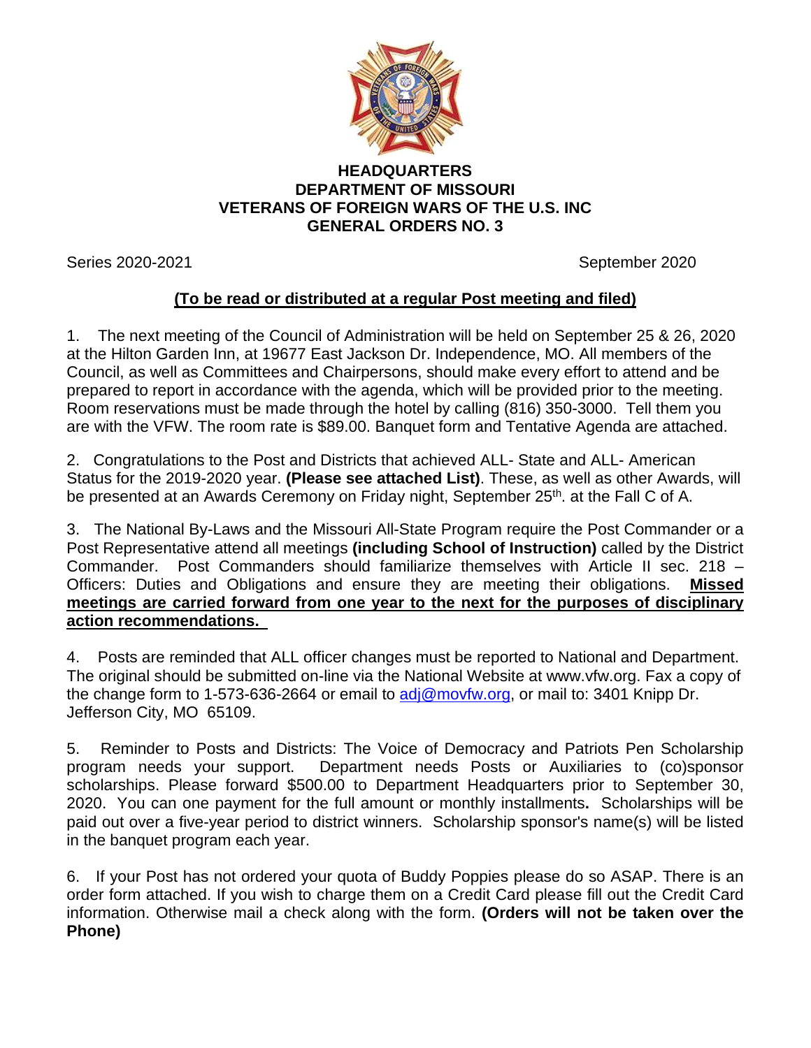**HEADQUARTERS**
**DEPARTMENT OF MISSOURI**
**VETERANS OF FOREIGN WARS OF THE U.S. INC**
**GENERAL ORDERS NO. 3**

Series 2020-2021 September 2020

**(To be read or distributed at a regular Post meeting and filed)**

1. The next meeting of the Council of Administration will be held on September 25 & 26, 2020 at the Hilton Garden Inn, at 19677 East Jackson Dr. Independence, MO. All members of the Council, as well as Committees and Chairpersons, should make every effort to attend and be prepared to report in accordance with the agenda, which will be provided prior to the meeting. Room reservations must be made through the hotel by calling (816) 350-3000. Tell them you are with the VFW. The room rate is $89.00. Banquet form and Tentative Agenda are attached.

2. Congratulations to the Post and Districts that achieved ALL- State and ALL- American Status for the 2019-2020 year. **(Please see attached List)**. These, as well as other Awards, will be presented at an Awards Ceremony on Friday night, September 25th. at the Fall C of A.

3. The National By-Laws and the Missouri All-State Program require the Post Commander or a Post Representative attend all meetings **(including School of Instruction)** called by the District Commander. Post Commanders should familiarize themselves with Article II sec. 218 – Officers: Duties and Obligations and ensure they are meeting their obligations. **Missed meetings are carried forward from one year to the next for the purposes of disciplinary action recommendations.**

4. Posts are reminded that ALL officer changes must be reported to National and Department. The original should be submitted on-line via the National Website at www.vfw.org. Fax a copy of the change form to 1-573-636-2664 or email to adj@movfw.org, or mail to: 3401 Knipp Dr. Jefferson City, MO 65109.

5. Reminder to Posts and Districts: The Voice of Democracy and Patriots Pen Scholarship program needs your support. Department needs Posts or Auxiliaries to (co)sponsor scholarships. Please forward $500.00 to Department Headquarters prior to September 30, 2020. You can one payment for the full amount or monthly installments**.** Scholarships will be paid out over a five-year period to district winners. Scholarship sponsor's name(s) will be listed in the banquet program each year.

6. If your Post has not ordered your quota of Buddy Poppies please do so ASAP. There is an order form attached. If you wish to charge them on a Credit Card please fill out the Credit Card information. Otherwise mail a check along with the form. **(Orders will not be taken over the Phone)**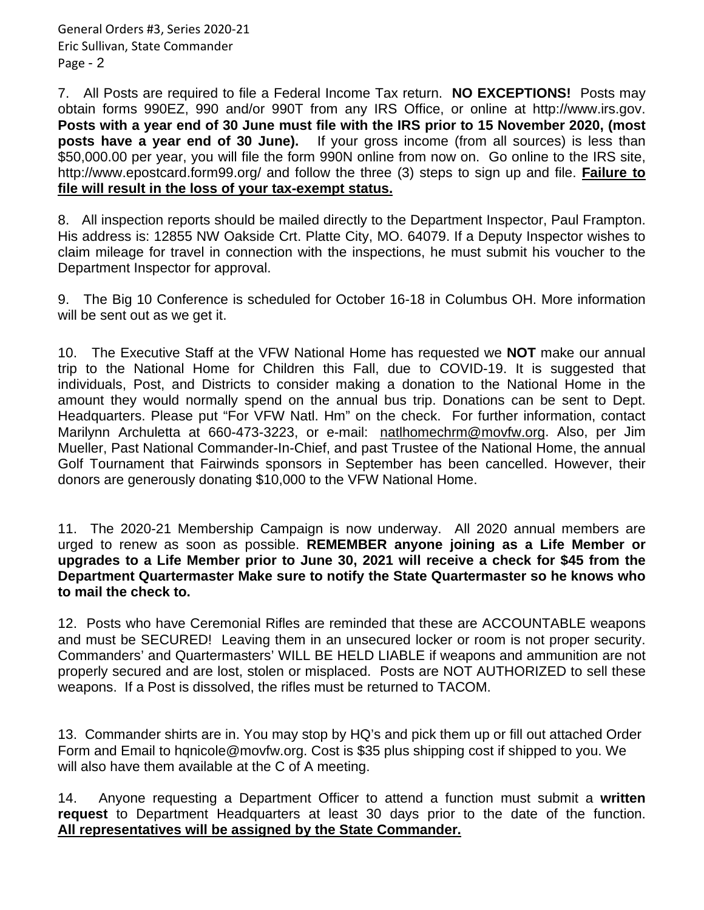7. All Posts are required to file a Federal Income Tax return. **NO EXCEPTIONS!** Posts may obtain forms 990EZ, 990 and/or 990T from any IRS Office, or online at http://www.irs.gov. **Posts with a year end of 30 June must file with the IRS prior to 15 November 2020, (most posts have a year end of 30 June).** If your gross income (from all sources) is less than $50,000.00 per year, you will file the form 990N online from now on. Go online to the IRS site, http://www.epostcard.form99.org/ and follow the three (3) steps to sign up and file. **Failure to file will result in the loss of your tax-exempt status.**

8. All inspection reports should be mailed directly to the Department Inspector, Paul Frampton. His address is: 12855 NW Oakside Crt. Platte City, MO. 64079. If a Deputy Inspector wishes to claim mileage for travel in connection with the inspections, he must submit his voucher to the Department Inspector for approval.

9. The Big 10 Conference is scheduled for October 16-18 in Columbus OH. More information will be sent out as we get it.

10. The Executive Staff at the VFW National Home has requested we **NOT** make our annual trip to the National Home for Children this Fall, due to COVID-19. It is suggested that individuals, Post, and Districts to consider making a donation to the National Home in the amount they would normally spend on the annual bus trip. Donations can be sent to Dept. Headquarters. Please put "For VFW Natl. Hm" on the check. For further information, contact Marilynn Archuletta at 660-473-3223, or e-mail: natlhomechrm@movfw.org. Also, per Jim Mueller, Past National Commander-In-Chief, and past Trustee of the National Home, the annual Golf Tournament that Fairwinds sponsors in September has been cancelled. However, their donors are generously donating $10,000 to the VFW National Home.

11. The 2020-21 Membership Campaign is now underway. All 2020 annual members are urged to renew as soon as possible. **REMEMBER anyone joining as a Life Member or upgrades to a Life Member prior to June 30, 2021 will receive a check for $45 from the Department Quartermaster Make sure to notify the State Quartermaster so he knows who to mail the check to.**

12. Posts who have Ceremonial Rifles are reminded that these are ACCOUNTABLE weapons and must be SECURED! Leaving them in an unsecured locker or room is not proper security. Commanders' and Quartermasters' WILL BE HELD LIABLE if weapons and ammunition are not properly secured and are lost, stolen or misplaced. Posts are NOT AUTHORIZED to sell these weapons. If a Post is dissolved, the rifles must be returned to TACOM.

13. Commander shirts are in. You may stop by HQ's and pick them up or fill out attached Order Form and Email to hqnicole@movfw.org. Cost is $35 plus shipping cost if shipped to you. We will also have them available at the C of A meeting.

14. Anyone requesting a Department Officer to attend a function must submit a **written request** to Department Headquarters at least 30 days prior to the date of the function. **All representatives will be assigned by the State Commander.**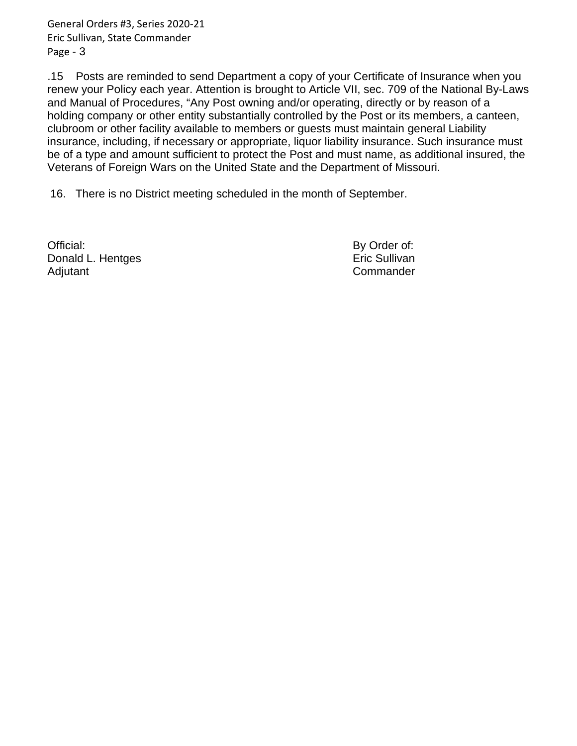.15 Posts are reminded to send Department a copy of your Certificate of Insurance when you renew your Policy each year. Attention is brought to Article VII, sec. 709 of the National By-Laws and Manual of Procedures, “Any Post owning and/or operating, directly or by reason of a holding company or other entity substantially controlled by the Post or its members, a canteen, clubroom or other facility available to members or guests must maintain general Liability insurance, including, if necessary or appropriate, liquor liability insurance. Such insurance must be of a type and amount sufficient to protect the Post and must name, as additional insured, the Veterans of Foreign Wars on the United State and the Department of Missouri.

16. There is no District meeting scheduled in the month of September.

Official:
Donald L. Hentges
Adjutant

By Order of:
Eric Sullivan
Commander